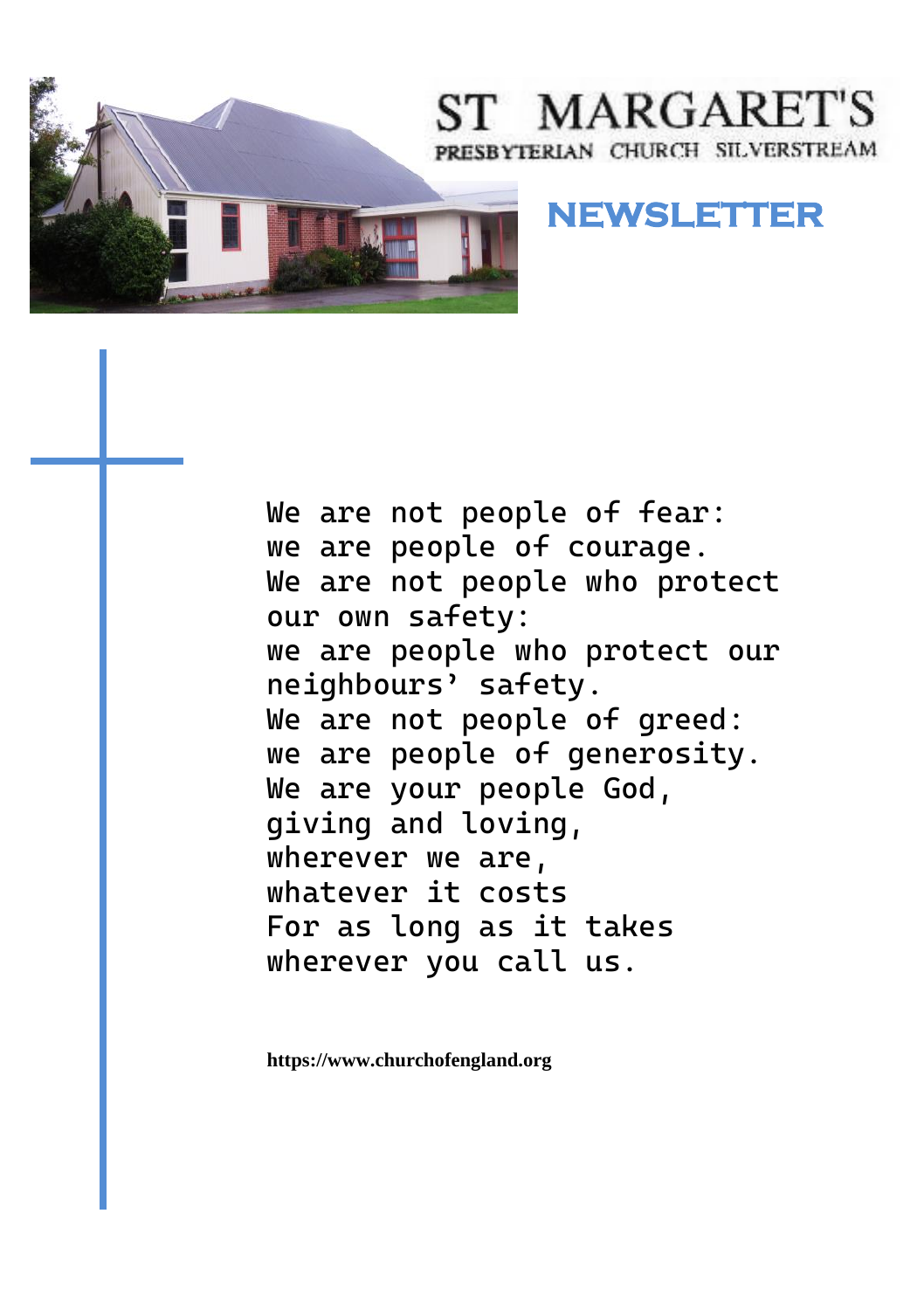# ST MARGARET'S

PRESBYTERIAN CHURCH SILVERSTREAM

## NEWSLETTER

We are not people of fear:
we are people of courage.
We are not people who protect our own safety:
we are people who protect our neighbours' safety.
We are not people of greed:
we are people of generosity.
We are your people God,
giving and loving,
wherever we are,
whatever it costs
For as long as it takes
wherever you call us.

**https://www.churchofengland.org**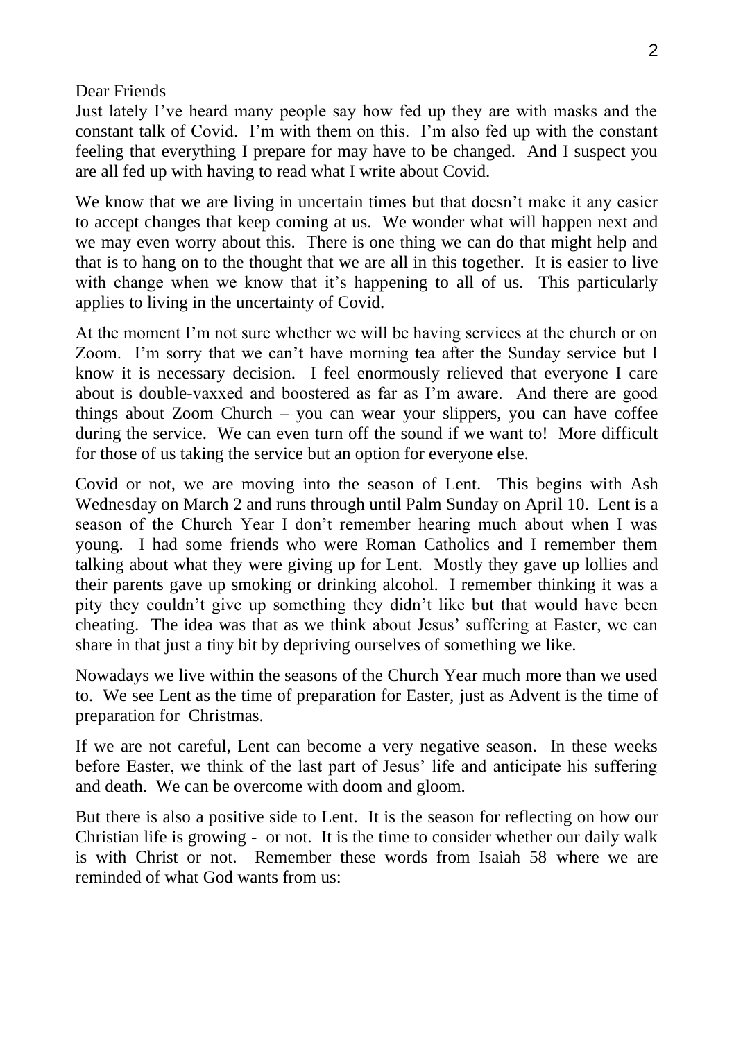Dear Friends

Just lately I've heard many people say how fed up they are with masks and the constant talk of Covid. I'm with them on this. I'm also fed up with the constant feeling that everything I prepare for may have to be changed. And I suspect you are all fed up with having to read what I write about Covid.

We know that we are living in uncertain times but that doesn't make it any easier to accept changes that keep coming at us. We wonder what will happen next and we may even worry about this. There is one thing we can do that might help and that is to hang on to the thought that we are all in this together. It is easier to live with change when we know that it's happening to all of us. This particularly applies to living in the uncertainty of Covid.

At the moment I'm not sure whether we will be having services at the church or on Zoom. I'm sorry that we can't have morning tea after the Sunday service but I know it is necessary decision. I feel enormously relieved that everyone I care about is double-vaxxed and boostered as far as I'm aware. And there are good things about Zoom Church – you can wear your slippers, you can have coffee during the service. We can even turn off the sound if we want to! More difficult for those of us taking the service but an option for everyone else.

Covid or not, we are moving into the season of Lent. This begins with Ash Wednesday on March 2 and runs through until Palm Sunday on April 10. Lent is a season of the Church Year I don't remember hearing much about when I was young. I had some friends who were Roman Catholics and I remember them talking about what they were giving up for Lent. Mostly they gave up lollies and their parents gave up smoking or drinking alcohol. I remember thinking it was a pity they couldn't give up something they didn't like but that would have been cheating. The idea was that as we think about Jesus' suffering at Easter, we can share in that just a tiny bit by depriving ourselves of something we like.

Nowadays we live within the seasons of the Church Year much more than we used to. We see Lent as the time of preparation for Easter, just as Advent is the time of preparation for Christmas.

If we are not careful, Lent can become a very negative season. In these weeks before Easter, we think of the last part of Jesus' life and anticipate his suffering and death. We can be overcome with doom and gloom.

But there is also a positive side to Lent. It is the season for reflecting on how our Christian life is growing - or not. It is the time to consider whether our daily walk is with Christ or not. Remember these words from Isaiah 58 where we are reminded of what God wants from us: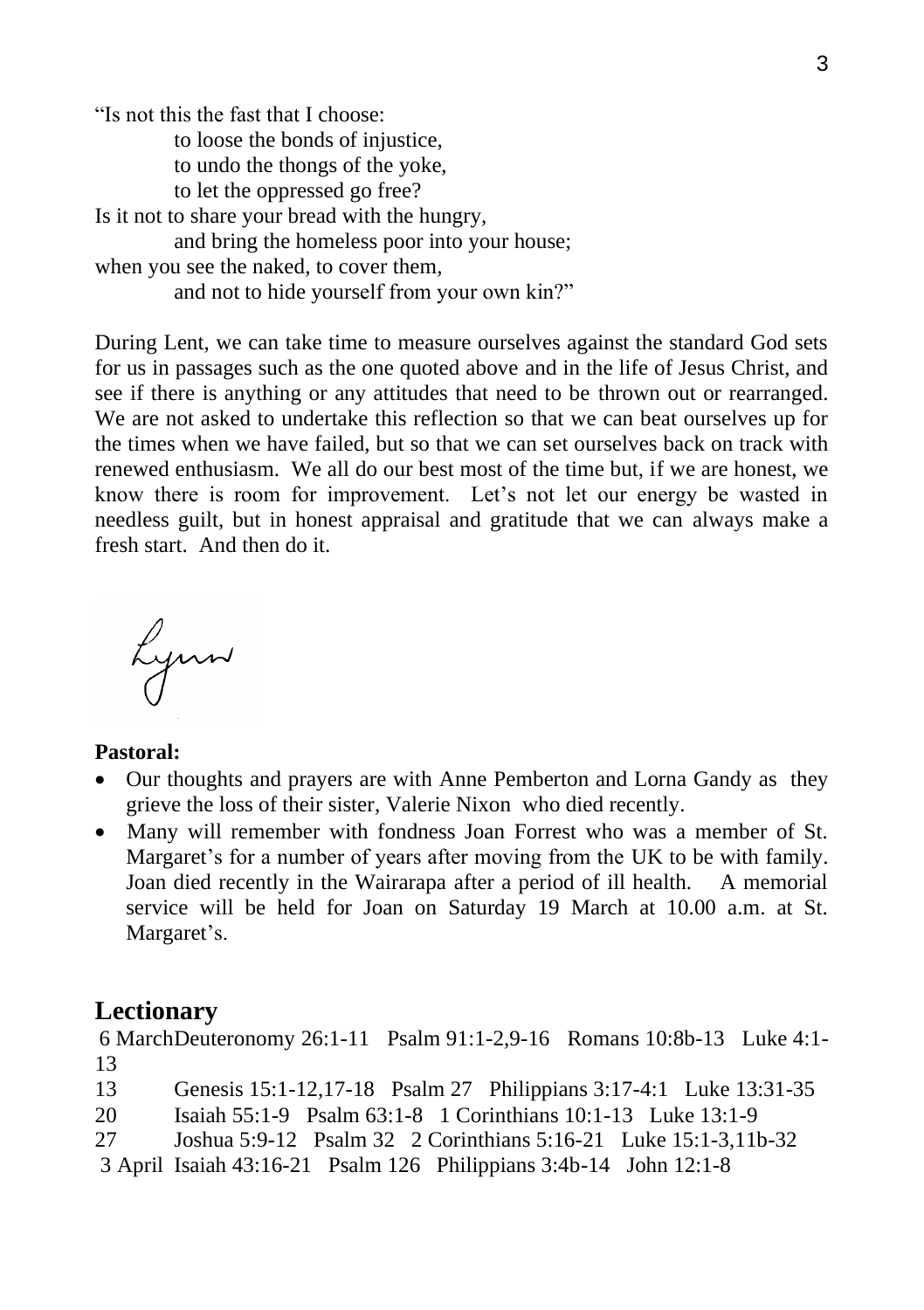"Is not this the fast that I choose:
  to loose the bonds of injustice,
  to undo the thongs of the yoke,
  to let the oppressed go free?
Is it not to share your bread with the hungry,
  and bring the homeless poor into your house;
when you see the naked, to cover them,
  and not to hide yourself from your own kin?"

During Lent, we can take time to measure ourselves against the standard God sets for us in passages such as the one quoted above and in the life of Jesus Christ, and see if there is anything or any attitudes that need to be thrown out or rearranged. We are not asked to undertake this reflection so that we can beat ourselves up for the times when we have failed, but so that we can set ourselves back on track with renewed enthusiasm. We all do our best most of the time but, if we are honest, we know there is room for improvement. Let's not let our energy be wasted in needless guilt, but in honest appraisal and gratitude that we can always make a fresh start. And then do it.

Lynn

**Pastoral:**

- Our thoughts and prayers are with Anne Pemberton and Lorna Gandy as they grieve the loss of their sister, Valerie Nixon who died recently.
- Many will remember with fondness Joan Forrest who was a member of St. Margaret's for a number of years after moving from the UK to be with family. Joan died recently in the Wairarapa after a period of ill health. A memorial service will be held for Joan on Saturday 19 March at 10.00 a.m. at St. Margaret's.

## Lectionary

6 March Deuteronomy 26:1-11 Psalm 91:1-2,9-16 Romans 10:8b-13 Luke 4:1-13

13 Genesis 15:1-12,17-18 Psalm 27 Philippians 3:17-4:1 Luke 13:31-35

20 Isaiah 55:1-9 Psalm 63:1-8 1 Corinthians 10:1-13 Luke 13:1-9

27 Joshua 5:9-12 Psalm 32 2 Corinthians 5:16-21 Luke 15:1-3,11b-32

3 April Isaiah 43:16-21 Psalm 126 Philippians 3:4b-14 John 12:1-8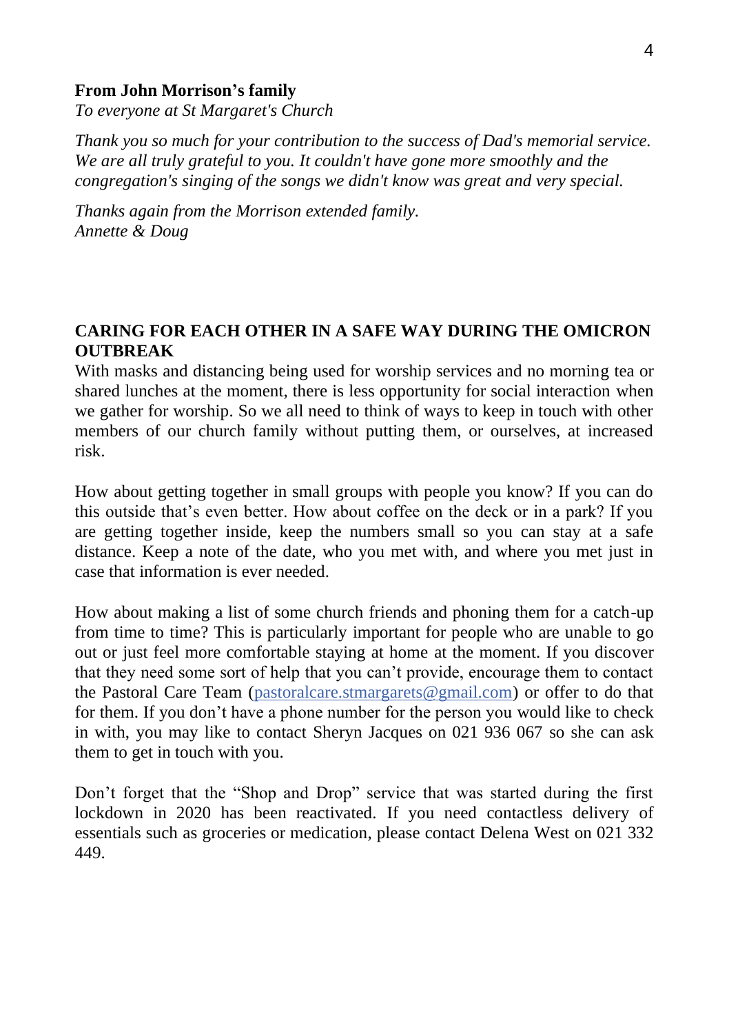**From John Morrison's family**

*To everyone at St Margaret's Church*

*Thank you so much for your contribution to the success of Dad's memorial service. We are all truly grateful to you. It couldn't have gone more smoothly and the congregation's singing of the songs we didn't know was great and very special.*

*Thanks again from the Morrison extended family.*
*Annette & Doug*

**CARING FOR EACH OTHER IN A SAFE WAY DURING THE OMICRON OUTBREAK**

With masks and distancing being used for worship services and no morning tea or shared lunches at the moment, there is less opportunity for social interaction when we gather for worship. So we all need to think of ways to keep in touch with other members of our church family without putting them, or ourselves, at increased risk.

How about getting together in small groups with people you know? If you can do this outside that's even better. How about coffee on the deck or in a park? If you are getting together inside, keep the numbers small so you can stay at a safe distance. Keep a note of the date, who you met with, and where you met just in case that information is ever needed.

How about making a list of some church friends and phoning them for a catch-up from time to time? This is particularly important for people who are unable to go out or just feel more comfortable staying at home at the moment. If you discover that they need some sort of help that you can't provide, encourage them to contact the Pastoral Care Team (pastoralcare.stmargarets@gmail.com) or offer to do that for them. If you don't have a phone number for the person you would like to check in with, you may like to contact Sheryn Jacques on 021 936 067 so she can ask them to get in touch with you.

Don't forget that the "Shop and Drop" service that was started during the first lockdown in 2020 has been reactivated. If you need contactless delivery of essentials such as groceries or medication, please contact Delena West on 021 332 449.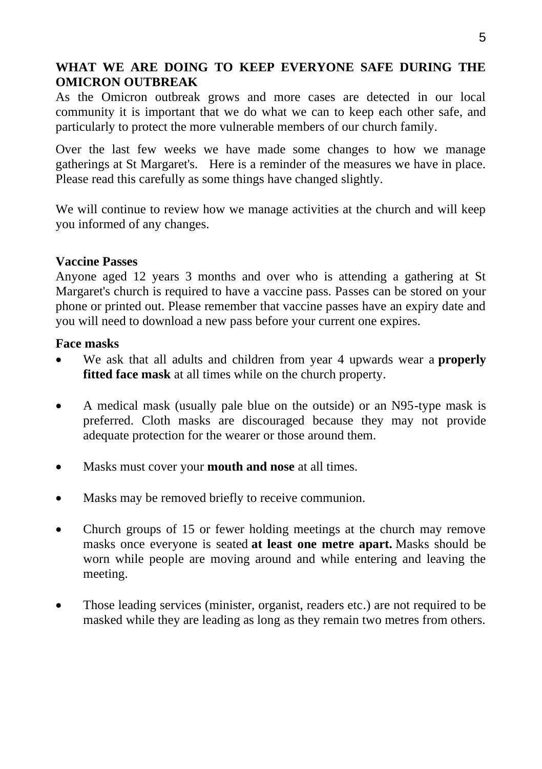## WHAT WE ARE DOING TO KEEP EVERYONE SAFE DURING THE OMICRON OUTBREAK

As the Omicron outbreak grows and more cases are detected in our local community it is important that we do what we can to keep each other safe, and particularly to protect the more vulnerable members of our church family.

Over the last few weeks we have made some changes to how we manage gatherings at St Margaret's. Here is a reminder of the measures we have in place. Please read this carefully as some things have changed slightly.

We will continue to review how we manage activities at the church and will keep you informed of any changes.

### Vaccine Passes

Anyone aged 12 years 3 months and over who is attending a gathering at St Margaret's church is required to have a vaccine pass. Passes can be stored on your phone or printed out. Please remember that vaccine passes have an expiry date and you will need to download a new pass before your current one expires.

### Face masks

- We ask that all adults and children from year 4 upwards wear a **properly fitted face mask** at all times while on the church property.
- A medical mask (usually pale blue on the outside) or an N95-type mask is preferred. Cloth masks are discouraged because they may not provide adequate protection for the wearer or those around them.
- Masks must cover your **mouth and nose** at all times.
- Masks may be removed briefly to receive communion.
- Church groups of 15 or fewer holding meetings at the church may remove masks once everyone is seated **at least one metre apart.** Masks should be worn while people are moving around and while entering and leaving the meeting.
- Those leading services (minister, organist, readers etc.) are not required to be masked while they are leading as long as they remain two metres from others.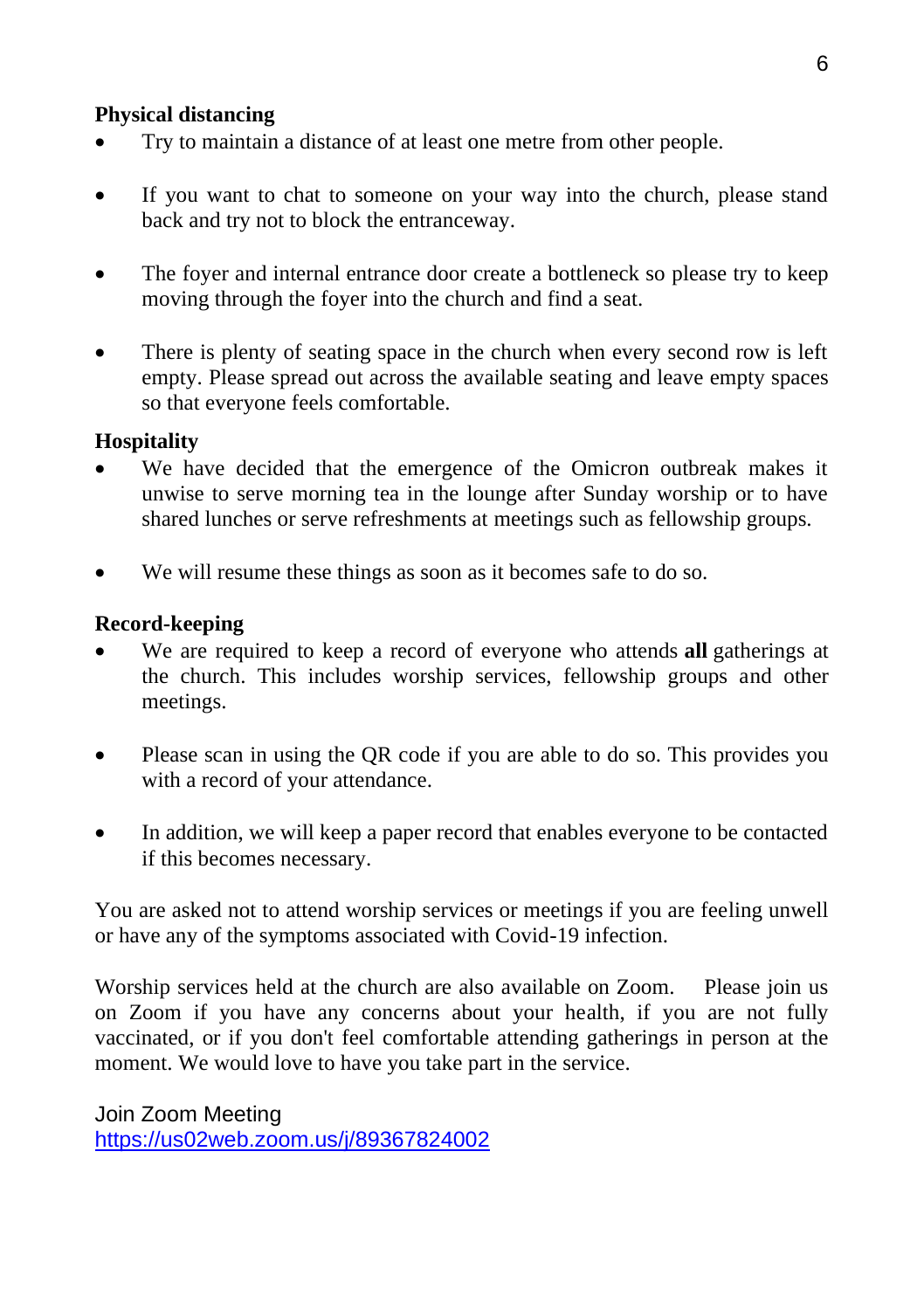**Physical distancing**

- Try to maintain a distance of at least one metre from other people.
- If you want to chat to someone on your way into the church, please stand back and try not to block the entranceway.
- The foyer and internal entrance door create a bottleneck so please try to keep moving through the foyer into the church and find a seat.
- There is plenty of seating space in the church when every second row is left empty. Please spread out across the available seating and leave empty spaces so that everyone feels comfortable.

**Hospitality**

- We have decided that the emergence of the Omicron outbreak makes it unwise to serve morning tea in the lounge after Sunday worship or to have shared lunches or serve refreshments at meetings such as fellowship groups.
- We will resume these things as soon as it becomes safe to do so.

**Record-keeping**

- We are required to keep a record of everyone who attends **all** gatherings at the church. This includes worship services, fellowship groups and other meetings.
- Please scan in using the QR code if you are able to do so. This provides you with a record of your attendance.
- In addition, we will keep a paper record that enables everyone to be contacted if this becomes necessary.

You are asked not to attend worship services or meetings if you are feeling unwell or have any of the symptoms associated with Covid-19 infection.

Worship services held at the church are also available on Zoom. Please join us on Zoom if you have any concerns about your health, if you are not fully vaccinated, or if you don't feel comfortable attending gatherings in person at the moment. We would love to have you take part in the service.

Join Zoom Meeting
https://us02web.zoom.us/j/89367824002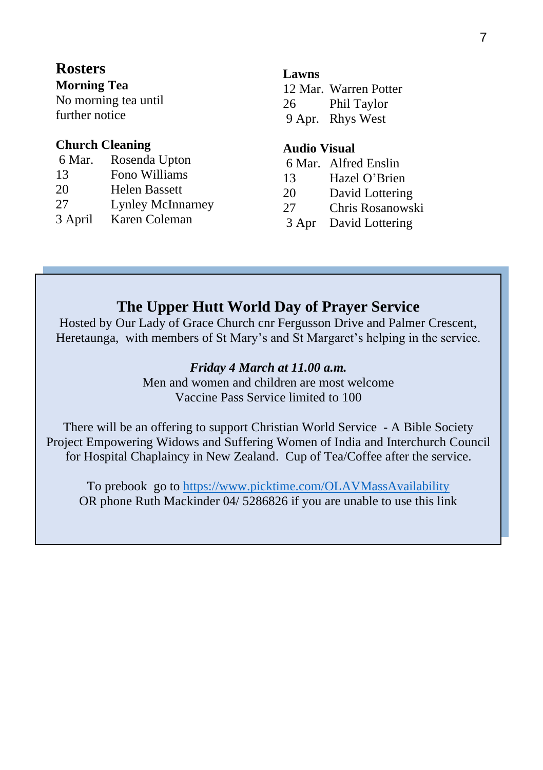# Rosters

### Morning Tea

No morning tea until further notice

### Church Cleaning

| | |
|---|---|
| 6 Mar. | Rosenda Upton |
| 13 | Fono Williams |
| 20 | Helen Bassett |
| 27 | Lynley McInnarney |
| 3 April | Karen Coleman |

### Lawns

| | |
|---|---|
| 12 Mar. | Warren Potter |
| 26 | Phil Taylor |
| 9 Apr. | Rhys West |

### Audio Visual

| | |
|---|---|
| 6 Mar. | Alfred Enslin |
| 13 | Hazel O'Brien |
| 20 | David Lottering |
| 27 | Chris Rosanowski |
| 3 Apr | David Lottering |

## The Upper Hutt World Day of Prayer Service

Hosted by Our Lady of Grace Church cnr Fergusson Drive and Palmer Crescent, Heretaunga, with members of St Mary's and St Margaret's helping in the service.

***Friday 4 March at 11.00 a.m.***

Men and women and children are most welcome
Vaccine Pass Service limited to 100

There will be an offering to support Christian World Service - A Bible Society Project Empowering Widows and Suffering Women of India and Interchurch Council for Hospital Chaplaincy in New Zealand. Cup of Tea/Coffee after the service.

To prebook go to https://www.picktime.com/OLAVMassAvailability
OR phone Ruth Mackinder 04/ 5286826 if you are unable to use this link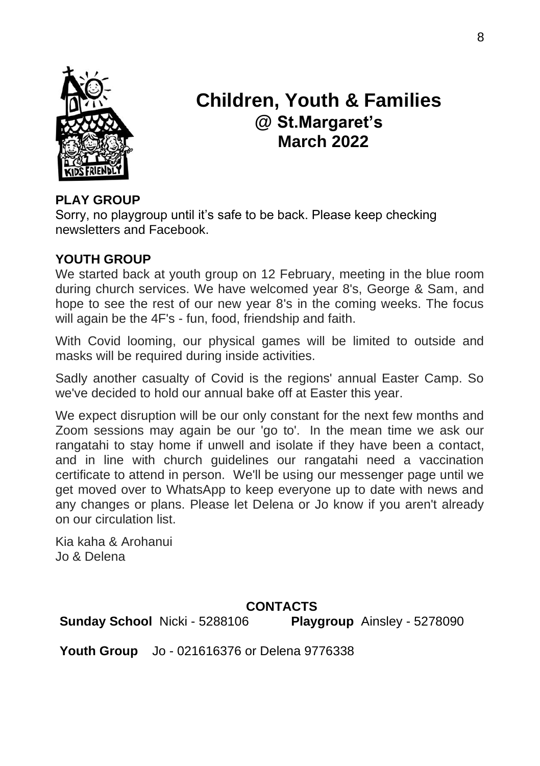# Children, Youth & Families
## @ St.Margaret's
## March 2022

**PLAY GROUP**

Sorry, no playgroup until it's safe to be back. Please keep checking newsletters and Facebook.

**YOUTH GROUP**

We started back at youth group on 12 February, meeting in the blue room during church services. We have welcomed year 8's, George & Sam, and hope to see the rest of our new year 8's in the coming weeks. The focus will again be the 4F's - fun, food, friendship and faith.

With Covid looming, our physical games will be limited to outside and masks will be required during inside activities.

Sadly another casualty of Covid is the regions' annual Easter Camp. So we've decided to hold our annual bake off at Easter this year.

We expect disruption will be our only constant for the next few months and Zoom sessions may again be our 'go to'. In the mean time we ask our rangatahi to stay home if unwell and isolate if they have been a contact, and in line with church guidelines our rangatahi need a vaccination certificate to attend in person. We'll be using our messenger page until we get moved over to WhatsApp to keep everyone up to date with news and any changes or plans. Please let Delena or Jo know if you aren't already on our circulation list.

Kia kaha & Arohanui
Jo & Delena

**CONTACTS**

**Sunday School** Nicki - 5288106 **Playgroup** Ainsley - 5278090

**Youth Group** Jo - 021616376 or Delena 9776338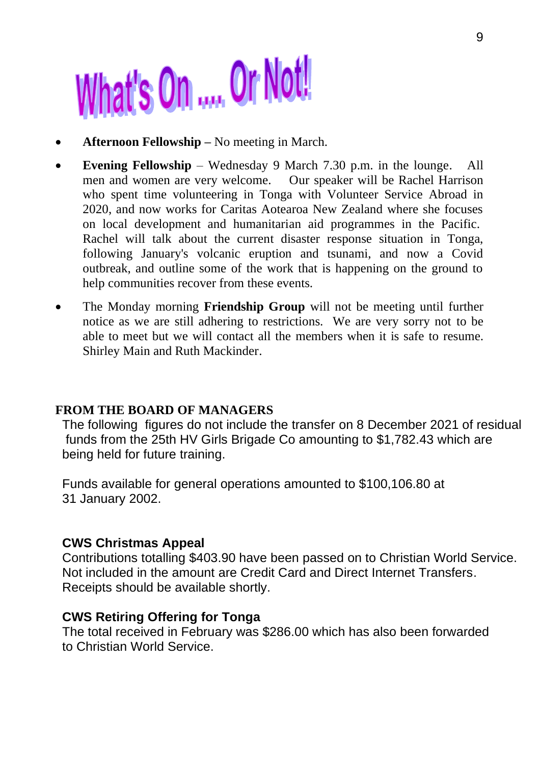# What's On .... Or Not!

- **Afternoon Fellowship –** No meeting in March.
- **Evening Fellowship** – Wednesday 9 March 7.30 p.m. in the lounge. All men and women are very welcome. Our speaker will be Rachel Harrison who spent time volunteering in Tonga with Volunteer Service Abroad in 2020, and now works for Caritas Aotearoa New Zealand where she focuses on local development and humanitarian aid programmes in the Pacific. Rachel will talk about the current disaster response situation in Tonga, following January's volcanic eruption and tsunami, and now a Covid outbreak, and outline some of the work that is happening on the ground to help communities recover from these events.
- The Monday morning **Friendship Group** will not be meeting until further notice as we are still adhering to restrictions. We are very sorry not to be able to meet but we will contact all the members when it is safe to resume. Shirley Main and Ruth Mackinder.

**FROM THE BOARD OF MANAGERS**

The following figures do not include the transfer on 8 December 2021 of residual funds from the 25th HV Girls Brigade Co amounting to $1,782.43 which are being held for future training.

Funds available for general operations amounted to $100,106.80 at 31 January 2002.

**CWS Christmas Appeal**

Contributions totalling $403.90 have been passed on to Christian World Service. Not included in the amount are Credit Card and Direct Internet Transfers. Receipts should be available shortly.

**CWS Retiring Offering for Tonga**

The total received in February was $286.00 which has also been forwarded to Christian World Service.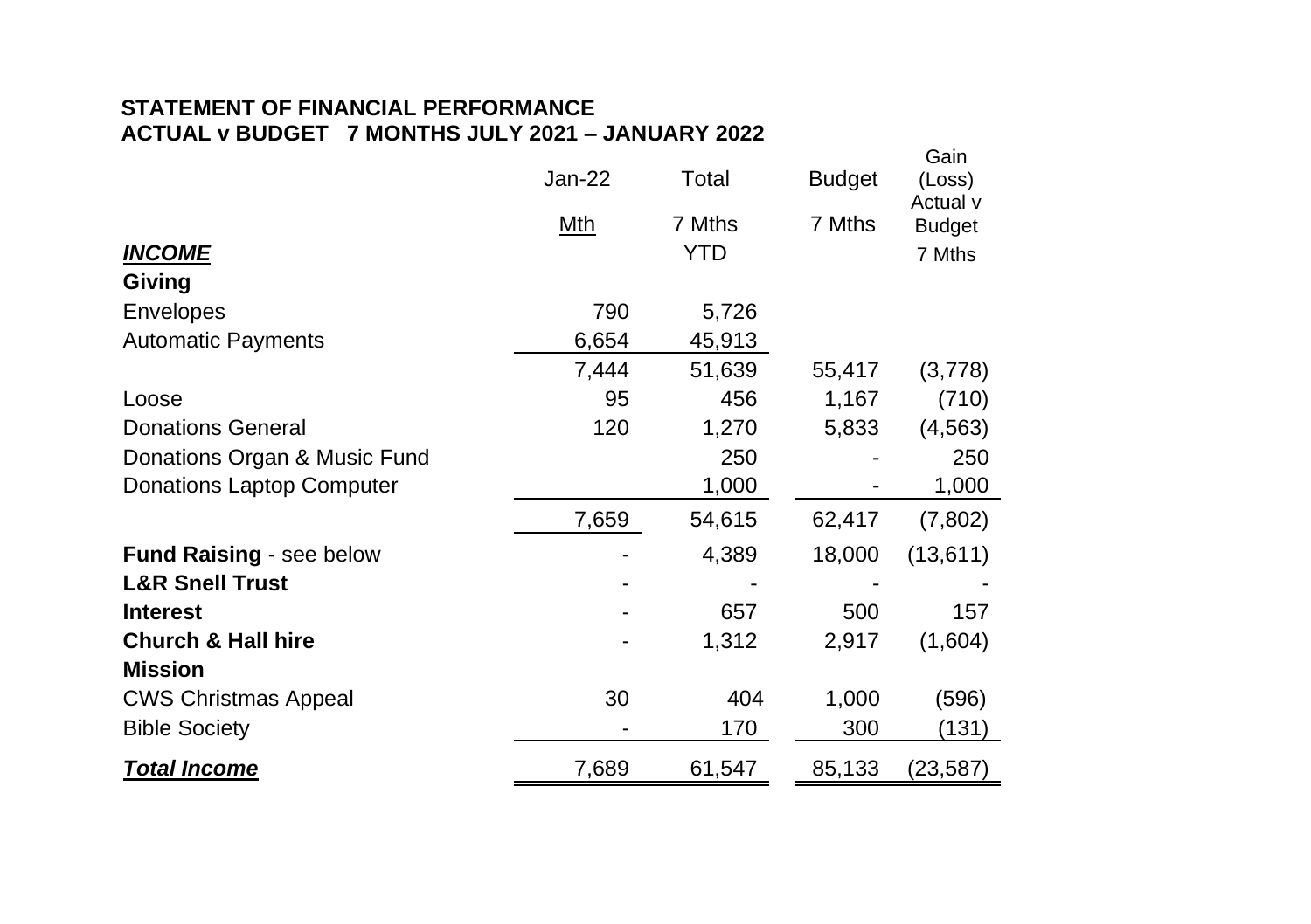**STATEMENT OF FINANCIAL PERFORMANCE**
**ACTUAL v BUDGET 7 MONTHS JULY 2021 – JANUARY 2022**

| | Jan-22 Mth | Total 7 Mths YTD | Budget 7 Mths | Gain (Loss) Actual v Budget 7 Mths |
|---|---|---|---|---|
| ***INCOME*** | | | | |
| **Giving** | | | | |
| Envelopes | 790 | 5,726 | | |
| Automatic Payments | 6,654 | 45,913 | | |
| | 7,444 | 51,639 | 55,417 | (3,778) |
| Loose | 95 | 456 | 1,167 | (710) |
| Donations General | 120 | 1,270 | 5,833 | (4,563) |
| Donations Organ & Music Fund | | 250 | - | 250 |
| Donations Laptop Computer | | 1,000 | - | 1,000 |
| | 7,659 | 54,615 | 62,417 | (7,802) |
| **Fund Raising** - see below | - | 4,389 | 18,000 | (13,611) |
| **L&R Snell Trust** | - | - | - | - |
| **Interest** | - | 657 | 500 | 157 |
| **Church & Hall hire** | - | 1,312 | 2,917 | (1,604) |
| **Mission** | | | | |
| CWS Christmas Appeal | 30 | 404 | 1,000 | (596) |
| Bible Society | - | 170 | 300 | (131) |
| ***Total Income*** | 7,689 | 61,547 | 85,133 | (23,587) |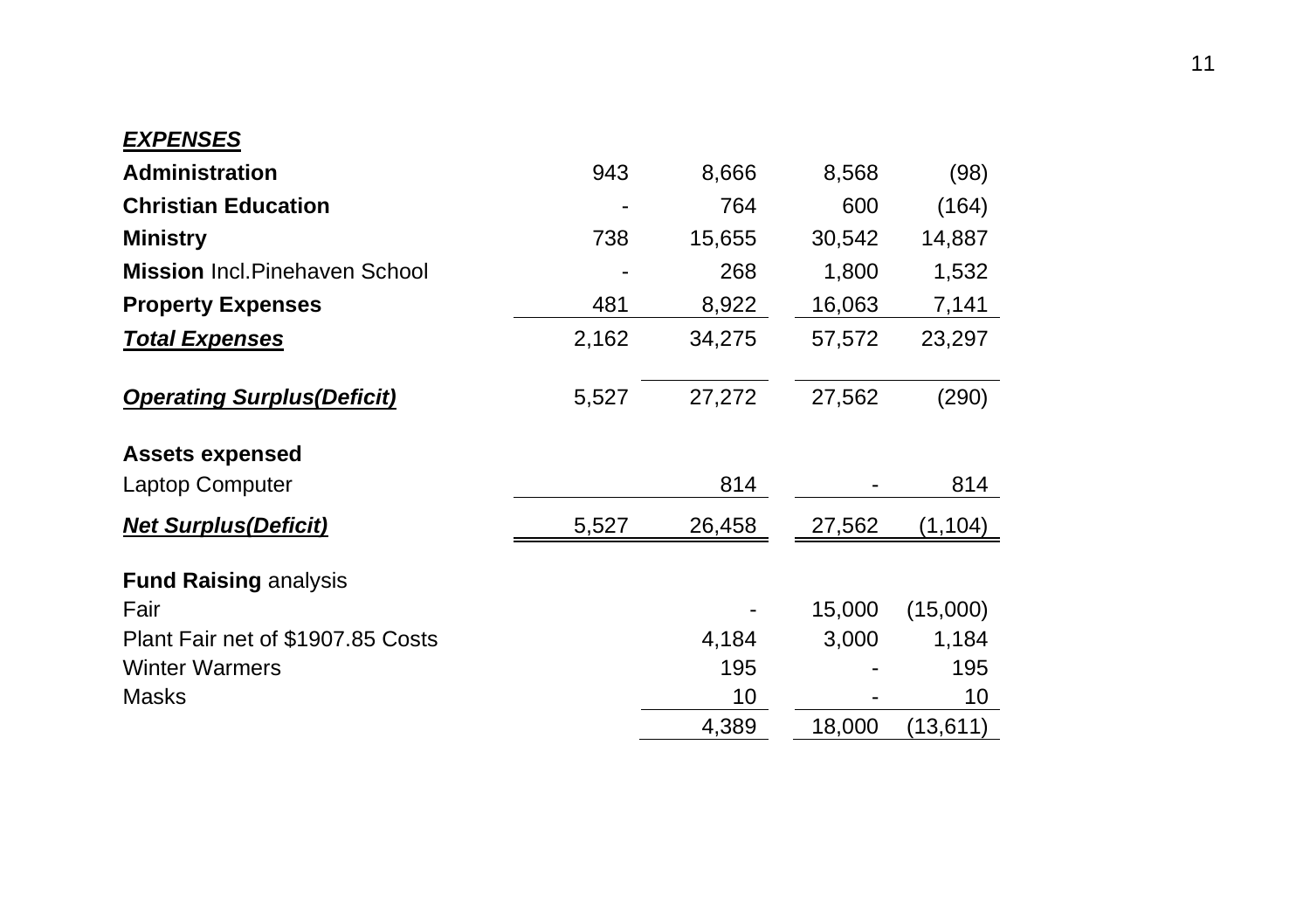| ***EXPENSES*** | | | | |
|---|---|---|---|---|
| **Administration** | 943 | 8,666 | 8,568 | (98) |
| **Christian Education** | - | 764 | 600 | (164) |
| **Ministry** | 738 | 15,655 | 30,542 | 14,887 |
| **Mission** Incl.Pinehaven School | - | 268 | 1,800 | 1,532 |
| **Property Expenses** | 481 | 8,922 | 16,063 | 7,141 |
| ***Total Expenses*** | 2,162 | 34,275 | 57,572 | 23,297 |
| | | | | |
| ***Operating Surplus(Deficit)*** | 5,527 | 27,272 | 27,562 | (290) |
| | | | | |
| **Assets expensed** | | | | |
| Laptop Computer | | 814 | - | 814 |
| ***Net Surplus(Deficit)*** | 5,527 | 26,458 | 27,562 | (1,104) |
| | | | | |
| **Fund Raising** analysis | | | | |
| Fair | | - | 15,000 | (15,000) |
| Plant Fair net of $1907.85 Costs | | 4,184 | 3,000 | 1,184 |
| Winter Warmers | | 195 | - | 195 |
| Masks | | 10 | - | 10 |
| | | 4,389 | 18,000 | (13,611) |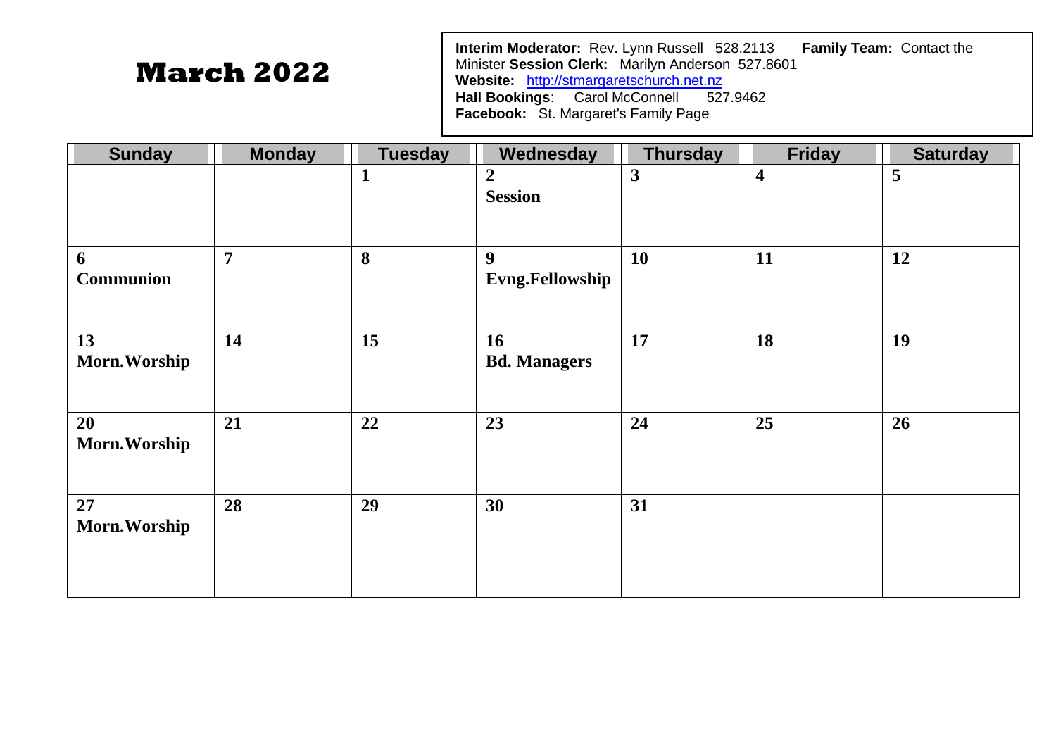# March 2022

**Interim Moderator:** Rev. Lynn Russell 528.2113 **Family Team:** Contact the Minister **Session Clerk:** Marilyn Anderson 527.8601
**Website:** http://stmargaretschurch.net.nz
**Hall Bookings**: Carol McConnell 527.9462
**Facebook:** St. Margaret's Family Page

| Sunday | Monday | Tuesday | Wednesday | Thursday | Friday | Saturday |
|---|---|---|---|---|---|---|
| | | **1** | **2** **Session** | **3** | **4** | **5** |
| **6** **Communion** | **7** | **8** | **9** **Evng.Fellowship** | **10** | **11** | **12** |
| **13** **Morn.Worship** | **14** | **15** | **16** **Bd. Managers** | **17** | **18** | **19** |
| **20** **Morn.Worship** | **21** | **22** | **23** | **24** | **25** | **26** |
| **27** **Morn.Worship** | **28** | **29** | **30** | **31** | | |